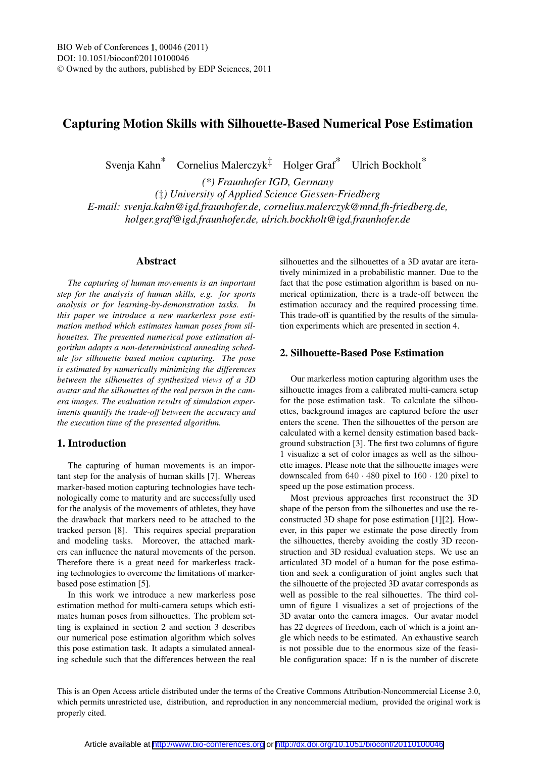# Capturing Motion Skills with Silhouette-Based Numerical Pose Estimation

Svenja Kahn[*] Cornelius Malerczyk[‡] Holger Graf[*] Ulrich Bockholt[*]

*(\*) Fraunhofer IGD, Germany*
*(‡) University of Applied Science Giessen-Friedberg*
*E-mail: svenja.kahn@igd.fraunhofer.de, cornelius.malerczyk@mnd.fh-friedberg.de, holger.graf@igd.fraunhofer.de, ulrich.bockholt@igd.fraunhofer.de*

## Abstract

*The capturing of human movements is an important step for the analysis of human skills, e.g. for sports analysis or for learning-by-demonstration tasks. In this paper we introduce a new markerless pose estimation method which estimates human poses from silhouettes. The presented numerical pose estimation algorithm adapts a non-deterministical annealing schedule for silhouette based motion capturing. The pose is estimated by numerically minimizing the differences between the silhouettes of synthesized views of a 3D avatar and the silhouettes of the real person in the camera images. The evaluation results of simulation experiments quantify the trade-off between the accuracy and the execution time of the presented algorithm.*

## 1. Introduction

The capturing of human movements is an important step for the analysis of human skills [7]. Whereas marker-based motion capturing technologies have technologically come to maturity and are successfully used for the analysis of the movements of athletes, they have the drawback that markers need to be attached to the tracked person [8]. This requires special preparation and modeling tasks. Moreover, the attached markers can influence the natural movements of the person. Therefore there is a great need for markerless tracking technologies to overcome the limitations of marker-based pose estimation [5].

In this work we introduce a new markerless pose estimation method for multi-camera setups which estimates human poses from silhouettes. The problem setting is explained in section 2 and section 3 describes our numerical pose estimation algorithm which solves this pose estimation task. It adapts a simulated annealing schedule such that the differences between the real silhouettes and the silhouettes of a 3D avatar are iteratively minimized in a probabilistic manner. Due to the fact that the pose estimation algorithm is based on numerical optimization, there is a trade-off between the estimation accuracy and the required processing time. This trade-off is quantified by the results of the simulation experiments which are presented in section 4.

## 2. Silhouette-Based Pose Estimation

Our markerless motion capturing algorithm uses the silhouette images from a calibrated multi-camera setup for the pose estimation task. To calculate the silhouettes, background images are captured before the user enters the scene. Then the silhouettes of the person are calculated with a kernel density estimation based background substraction [3]. The first two columns of figure 1 visualize a set of color images as well as the silhouette images. Please note that the silhouette images were downscaled from $640 \cdot 480$ pixel to $160 \cdot 120$ pixel to speed up the pose estimation process.

Most previous approaches first reconstruct the 3D shape of the person from the silhouettes and use the reconstructed 3D shape for pose estimation [1][2]. However, in this paper we estimate the pose directly from the silhouettes, thereby avoiding the costly 3D reconstruction and 3D residual evaluation steps. We use an articulated 3D model of a human for the pose estimation and seek a configuration of joint angles such that the silhouette of the projected 3D avatar corresponds as well as possible to the real silhouettes. The third column of figure 1 visualizes a set of projections of the 3D avatar onto the camera images. Our avatar model has 22 degrees of freedom, each of which is a joint angle which needs to be estimated. An exhaustive search is not possible due to the enormous size of the feasible configuration space: If n is the number of discrete

This is an Open Access article distributed under the terms of the Creative Commons Attribution-Noncommercial License 3.0, which permits unrestricted use, distribution, and reproduction in any noncommercial medium, provided the original work is properly cited.

Article available at http://www.bio-conferences.org or http://dx.doi.org/10.1051/bioconf/20110100046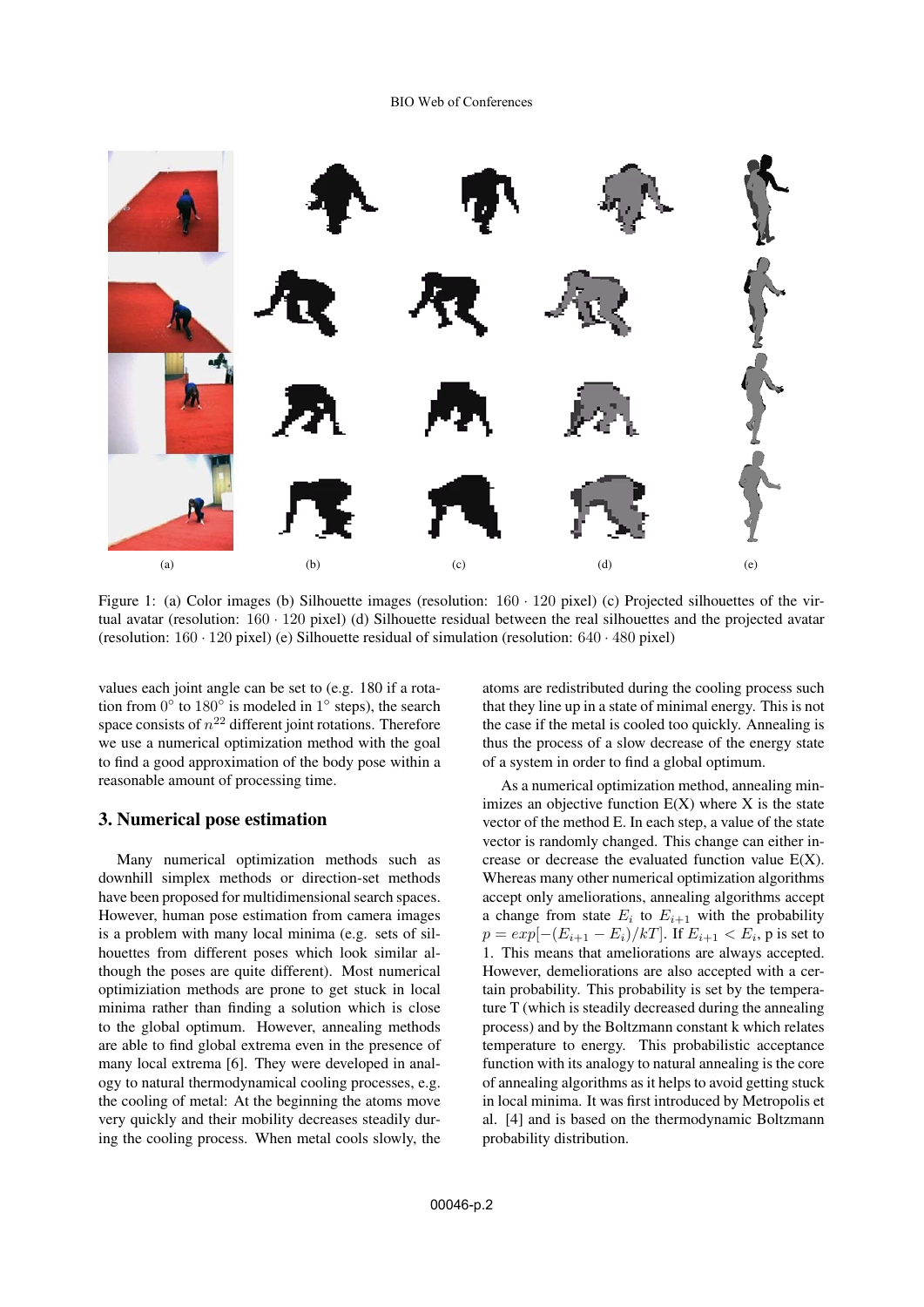Figure 1: (a) Color images (b) Silhouette images (resolution: $160 \cdot 120$ pixel) (c) Projected silhouettes of the virtual avatar (resolution: $160 \cdot 120$ pixel) (d) Silhouette residual between the real silhouettes and the projected avatar (resolution: $160 \cdot 120$ pixel) (e) Silhouette residual of simulation (resolution: $640 \cdot 480$ pixel)

values each joint angle can be set to (e.g. 180 if a rotation from $0°$ to $180°$ is modeled in $1°$ steps), the search space consists of $n^{22}$ different joint rotations. Therefore we use a numerical optimization method with the goal to find a good approximation of the body pose within a reasonable amount of processing time.

## 3. Numerical pose estimation

Many numerical optimization methods such as downhill simplex methods or direction-set methods have been proposed for multidimensional search spaces. However, human pose estimation from camera images is a problem with many local minima (e.g. sets of silhouettes from different poses which look similar although the poses are quite different). Most numerical optimiziation methods are prone to get stuck in local minima rather than finding a solution which is close to the global optimum. However, annealing methods are able to find global extrema even in the presence of many local extrema [6]. They were developed in analogy to natural thermodynamical cooling processes, e.g. the cooling of metal: At the beginning the atoms move very quickly and their mobility decreases steadily during the cooling process. When metal cools slowly, the atoms are redistributed during the cooling process such that they line up in a state of minimal energy. This is not the case if the metal is cooled too quickly. Annealing is thus the process of a slow decrease of the energy state of a system in order to find a global optimum.

As a numerical optimization method, annealing minimizes an objective function E(X) where X is the state vector of the method E. In each step, a value of the state vector is randomly changed. This change can either increase or decrease the evaluated function value E(X). Whereas many other numerical optimization algorithms accept only ameliorations, annealing algorithms accept a change from state $E_i$ to $E_{i+1}$ with the probability $p = exp[-(E_{i+1} - E_i)/kT]$. If $E_{i+1} < E_i$, p is set to 1. This means that ameliorations are always accepted. However, demeliorations are also accepted with a certain probability. This probability is set by the temperature T (which is steadily decreased during the annealing process) and by the Boltzmann constant k which relates temperature to energy. This probabilistic acceptance function with its analogy to natural annealing is the core of annealing algorithms as it helps to avoid getting stuck in local minima. It was first introduced by Metropolis et al. [4] and is based on the thermodynamic Boltzmann probability distribution.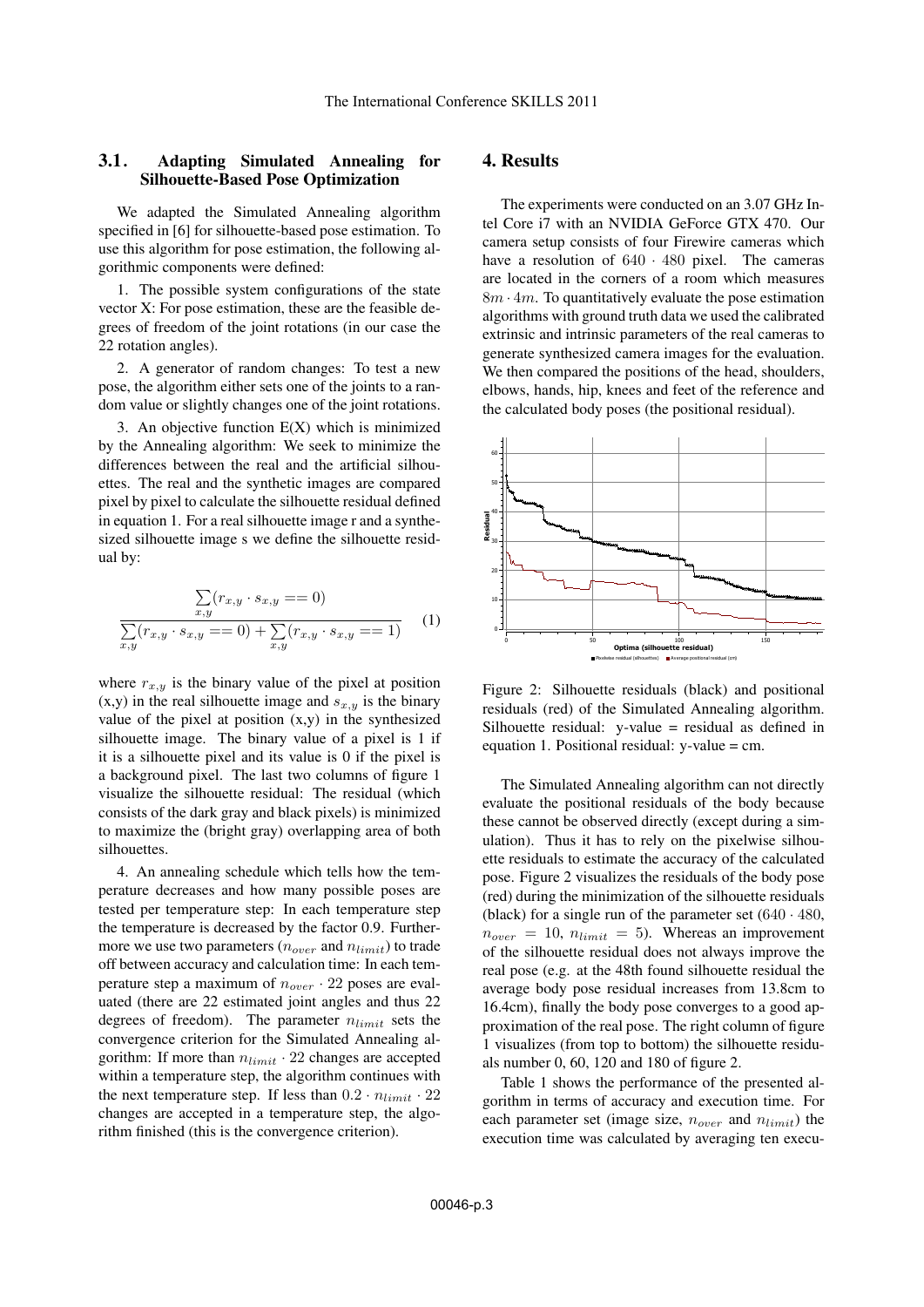### 3.1. Adapting Simulated Annealing for Silhouette-Based Pose Optimization

We adapted the Simulated Annealing algorithm specified in [6] for silhouette-based pose estimation. To use this algorithm for pose estimation, the following algorithmic components were defined:

1. The possible system configurations of the state vector X: For pose estimation, these are the feasible degrees of freedom of the joint rotations (in our case the 22 rotation angles).

2. A generator of random changes: To test a new pose, the algorithm either sets one of the joints to a random value or slightly changes one of the joint rotations.

3. An objective function E(X) which is minimized by the Annealing algorithm: We seek to minimize the differences between the real and the artificial silhouettes. The real and the synthetic images are compared pixel by pixel to calculate the silhouette residual defined in equation 1. For a real silhouette image r and a synthesized silhouette image s we define the silhouette residual by:

$$\frac{\sum_{x,y}(r_{x,y} \cdot s_{x,y} == 0)}{\sum_{x,y}(r_{x,y} \cdot s_{x,y} == 0) + \sum_{x,y}(r_{x,y} \cdot s_{x,y} == 1)} \quad (1)$$

where $r_{x,y}$ is the binary value of the pixel at position (x,y) in the real silhouette image and $s_{x,y}$ is the binary value of the pixel at position (x,y) in the synthesized silhouette image. The binary value of a pixel is 1 if it is a silhouette pixel and its value is 0 if the pixel is a background pixel. The last two columns of figure 1 visualize the silhouette residual: The residual (which consists of the dark gray and black pixels) is minimized to maximize the (bright gray) overlapping area of both silhouettes.

4. An annealing schedule which tells how the temperature decreases and how many possible poses are tested per temperature step: In each temperature step the temperature is decreased by the factor 0.9. Furthermore we use two parameters ($n_{over}$ and $n_{limit}$) to trade off between accuracy and calculation time: In each temperature step a maximum of $n_{over} \cdot 22$ poses are evaluated (there are 22 estimated joint angles and thus 22 degrees of freedom). The parameter $n_{limit}$ sets the convergence criterion for the Simulated Annealing algorithm: If more than $n_{limit} \cdot 22$ changes are accepted within a temperature step, the algorithm continues with the next temperature step. If less than $0.2 \cdot n_{limit} \cdot 22$ changes are accepted in a temperature step, the algorithm finished (this is the convergence criterion).

## 4. Results

The experiments were conducted on an 3.07 GHz Intel Core i7 with an NVIDIA GeForce GTX 470. Our camera setup consists of four Firewire cameras which have a resolution of $640 \cdot 480$ pixel. The cameras are located in the corners of a room which measures $8m \cdot 4m$. To quantitatively evaluate the pose estimation algorithms with ground truth data we used the calibrated extrinsic and intrinsic parameters of the real cameras to generate synthesized camera images for the evaluation. We then compared the positions of the head, shoulders, elbows, hands, hip, knees and feet of the reference and the calculated body poses (the positional residual).

Figure 2: Silhouette residuals (black) and positional residuals (red) of the Simulated Annealing algorithm. Silhouette residual: y-value = residual as defined in equation 1. Positional residual: y-value = cm.

The Simulated Annealing algorithm can not directly evaluate the positional residuals of the body because these cannot be observed directly (except during a simulation). Thus it has to rely on the pixelwise silhouette residuals to estimate the accuracy of the calculated pose. Figure 2 visualizes the residuals of the body pose (red) during the minimization of the silhouette residuals (black) for a single run of the parameter set ($640 \cdot 480$, $n_{over} = 10$, $n_{limit} = 5$). Whereas an improvement of the silhouette residual does not always improve the real pose (e.g. at the 48th found silhouette residual the average body pose residual increases from 13.8cm to 16.4cm), finally the body pose converges to a good approximation of the real pose. The right column of figure 1 visualizes (from top to bottom) the silhouette residuals number 0, 60, 120 and 180 of figure 2.

Table 1 shows the performance of the presented algorithm in terms of accuracy and execution time. For each parameter set (image size, $n_{over}$ and $n_{limit}$) the execution time was calculated by averaging ten execu-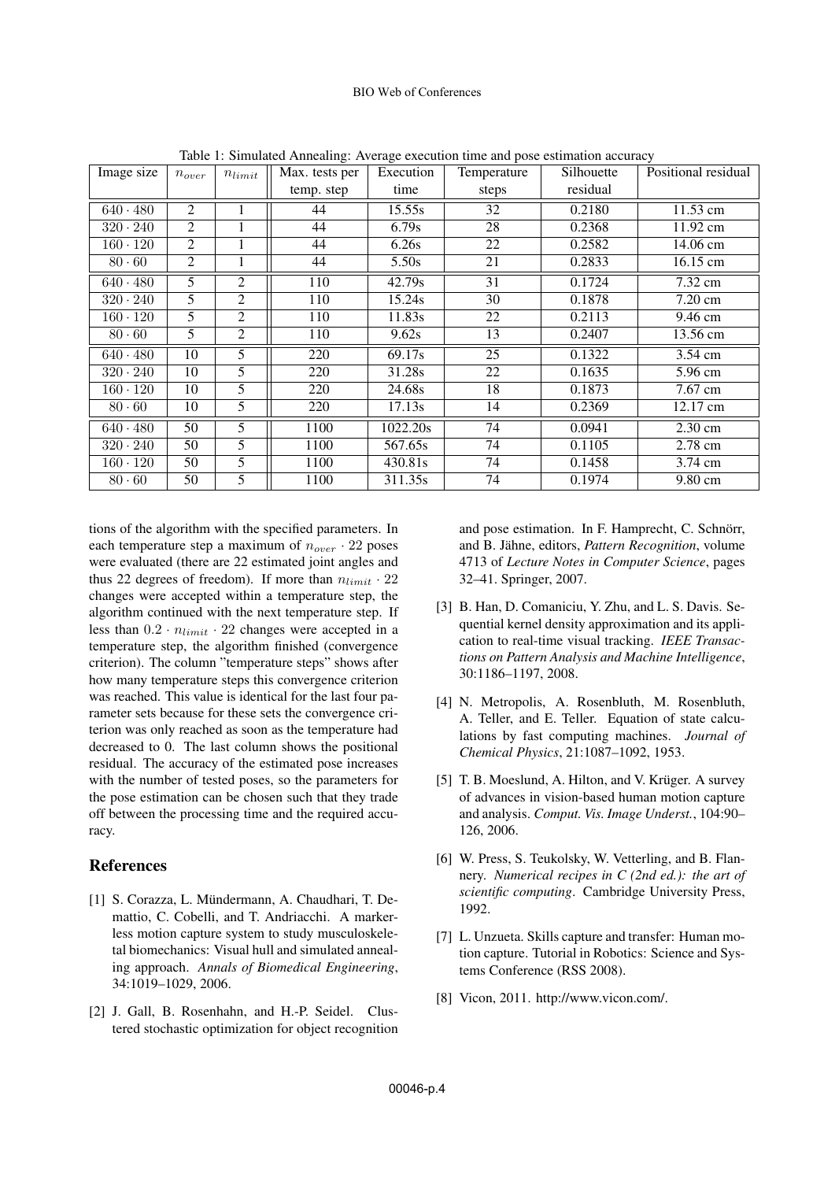Table 1: Simulated Annealing: Average execution time and pose estimation accuracy

| Image size | $n_{over}$ | $n_{limit}$ | Max. tests per temp. step | Execution time | Temperature steps | Silhouette residual | Positional residual |
|---|---|---|---|---|---|---|---|
| $640 \cdot 480$ | 2 | 1 | 44 | 15.55s | 32 | 0.2180 | 11.53 cm |
| $320 \cdot 240$ | 2 | 1 | 44 | 6.79s | 28 | 0.2368 | 11.92 cm |
| $160 \cdot 120$ | 2 | 1 | 44 | 6.26s | 22 | 0.2582 | 14.06 cm |
| $80 \cdot 60$ | 2 | 1 | 44 | 5.50s | 21 | 0.2833 | 16.15 cm |
| $640 \cdot 480$ | 5 | 2 | 110 | 42.79s | 31 | 0.1724 | 7.32 cm |
| $320 \cdot 240$ | 5 | 2 | 110 | 15.24s | 30 | 0.1878 | 7.20 cm |
| $160 \cdot 120$ | 5 | 2 | 110 | 11.83s | 22 | 0.2113 | 9.46 cm |
| $80 \cdot 60$ | 5 | 2 | 110 | 9.62s | 13 | 0.2407 | 13.56 cm |
| $640 \cdot 480$ | 10 | 5 | 220 | 69.17s | 25 | 0.1322 | 3.54 cm |
| $320 \cdot 240$ | 10 | 5 | 220 | 31.28s | 22 | 0.1635 | 5.96 cm |
| $160 \cdot 120$ | 10 | 5 | 220 | 24.68s | 18 | 0.1873 | 7.67 cm |
| $80 \cdot 60$ | 10 | 5 | 220 | 17.13s | 14 | 0.2369 | 12.17 cm |
| $640 \cdot 480$ | 50 | 5 | 1100 | 1022.20s | 74 | 0.0941 | 2.30 cm |
| $320 \cdot 240$ | 50 | 5 | 1100 | 567.65s | 74 | 0.1105 | 2.78 cm |
| $160 \cdot 120$ | 50 | 5 | 1100 | 430.81s | 74 | 0.1458 | 3.74 cm |
| $80 \cdot 60$ | 50 | 5 | 1100 | 311.35s | 74 | 0.1974 | 9.80 cm |

tions of the algorithm with the specified parameters. In each temperature step a maximum of $n_{over} \cdot 22$ poses were evaluated (there are 22 estimated joint angles and thus 22 degrees of freedom). If more than $n_{limit} \cdot 22$ changes were accepted within a temperature step, the algorithm continued with the next temperature step. If less than $0.2 \cdot n_{limit} \cdot 22$ changes were accepted in a temperature step, the algorithm finished (convergence criterion). The column "temperature steps" shows after how many temperature steps this convergence criterion was reached. This value is identical for the last four parameter sets because for these sets the convergence criterion was only reached as soon as the temperature had decreased to 0. The last column shows the positional residual. The accuracy of the estimated pose increases with the number of tested poses, so the parameters for the pose estimation can be chosen such that they trade off between the processing time and the required accuracy.

## References

[1] S. Corazza, L. Mündermann, A. Chaudhari, T. Demattio, C. Cobelli, and T. Andriacchi. A markerless motion capture system to study musculoskeletal biomechanics: Visual hull and simulated annealing approach. *Annals of Biomedical Engineering*, 34:1019–1029, 2006.

[2] J. Gall, B. Rosenhahn, and H.-P. Seidel. Clustered stochastic optimization for object recognition and pose estimation. In F. Hamprecht, C. Schnörr, and B. Jähne, editors, *Pattern Recognition*, volume 4713 of *Lecture Notes in Computer Science*, pages 32–41. Springer, 2007.

[3] B. Han, D. Comaniciu, Y. Zhu, and L. S. Davis. Sequential kernel density approximation and its application to real-time visual tracking. *IEEE Transactions on Pattern Analysis and Machine Intelligence*, 30:1186–1197, 2008.

[4] N. Metropolis, A. Rosenbluth, M. Rosenbluth, A. Teller, and E. Teller. Equation of state calculations by fast computing machines. *Journal of Chemical Physics*, 21:1087–1092, 1953.

[5] T. B. Moeslund, A. Hilton, and V. Krüger. A survey of advances in vision-based human motion capture and analysis. *Comput. Vis. Image Underst.*, 104:90–126, 2006.

[6] W. Press, S. Teukolsky, W. Vetterling, and B. Flannery. *Numerical recipes in C (2nd ed.): the art of scientific computing*. Cambridge University Press, 1992.

[7] L. Unzueta. Skills capture and transfer: Human motion capture. Tutorial in Robotics: Science and Systems Conference (RSS 2008).

[8] Vicon, 2011. http://www.vicon.com/.